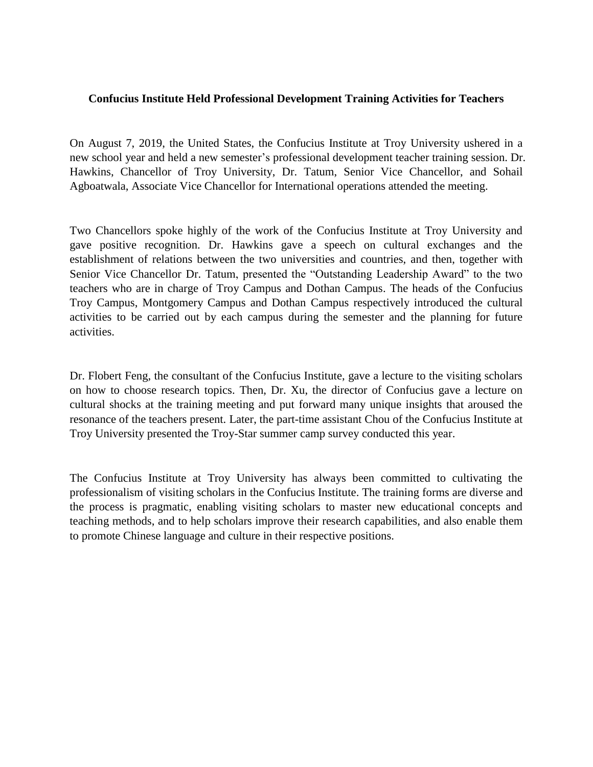**Confucius Institute Held Professional Development Training Activities for Teachers**

On August 7, 2019, the United States, the Confucius Institute at Troy University ushered in a new school year and held a new semester's professional development teacher training session. Dr. Hawkins, Chancellor of Troy University, Dr. Tatum, Senior Vice Chancellor, and Sohail Agboatwala, Associate Vice Chancellor for International operations attended the meeting.

Two Chancellors spoke highly of the work of the Confucius Institute at Troy University and gave positive recognition. Dr. Hawkins gave a speech on cultural exchanges and the establishment of relations between the two universities and countries, and then, together with Senior Vice Chancellor Dr. Tatum, presented the "Outstanding Leadership Award" to the two teachers who are in charge of Troy Campus and Dothan Campus. The heads of the Confucius Troy Campus, Montgomery Campus and Dothan Campus respectively introduced the cultural activities to be carried out by each campus during the semester and the planning for future activities.

Dr. Flobert Feng, the consultant of the Confucius Institute, gave a lecture to the visiting scholars on how to choose research topics. Then, Dr. Xu, the director of Confucius gave a lecture on cultural shocks at the training meeting and put forward many unique insights that aroused the resonance of the teachers present. Later, the part-time assistant Chou of the Confucius Institute at Troy University presented the Troy-Star summer camp survey conducted this year.

The Confucius Institute at Troy University has always been committed to cultivating the professionalism of visiting scholars in the Confucius Institute. The training forms are diverse and the process is pragmatic, enabling visiting scholars to master new educational concepts and teaching methods, and to help scholars improve their research capabilities, and also enable them to promote Chinese language and culture in their respective positions.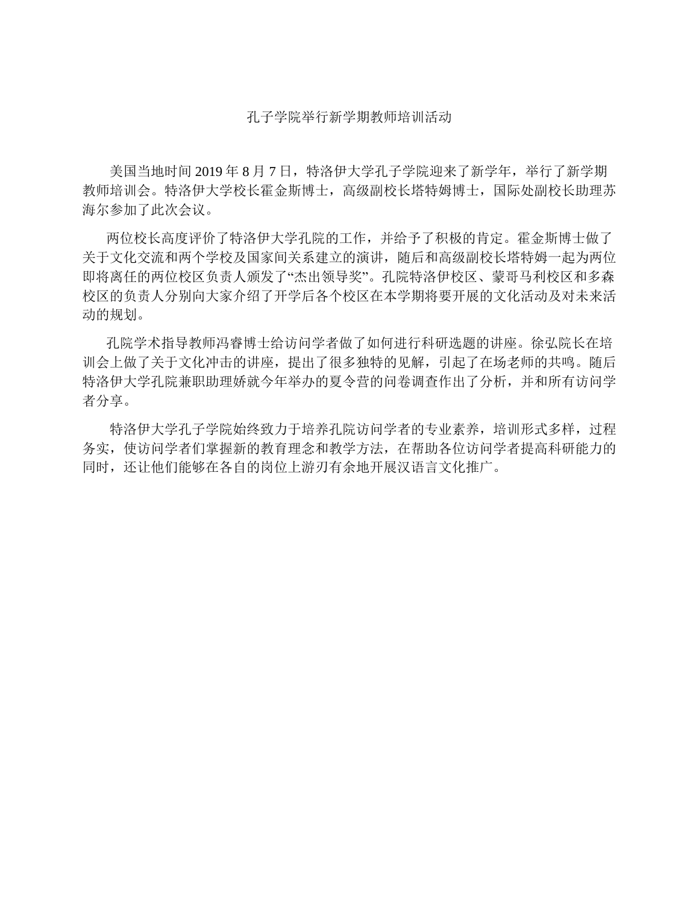# 孔子学院举行新学期教师培训活动

美国当地时间 2019 年 8 月 7 日，特洛伊大学孔子学院迎来了新学年，举行了新学期教师培训会。特洛伊大学校长霍金斯博士，高级副校长塔特姆博士，国际处副校长助理苏海尔参加了此次会议。

两位校长高度评价了特洛伊大学孔院的工作，并给予了积极的肯定。霍金斯博士做了关于文化交流和两个学校及国家间关系建立的演讲，随后和高级副校长塔特姆一起为两位即将离任的两位校区负责人颁发了"杰出领导奖"。孔院特洛伊校区、蒙哥马利校区和多森校区的负责人分别向大家介绍了开学后各个校区在本学期将要开展的文化活动及对未来活动的规划。

孔院学术指导教师冯睿博士给访问学者做了如何进行科研选题的讲座。徐弘院长在培训会上做了关于文化冲击的讲座，提出了很多独特的见解，引起了在场老师的共鸣。随后特洛伊大学孔院兼职助理娇就今年举办的夏令营的问卷调查作出了分析，并和所有访问学者分享。

特洛伊大学孔子学院始终致力于培养孔院访问学者的专业素养，培训形式多样，过程务实，使访问学者们掌握新的教育理念和教学方法，在帮助各位访问学者提高科研能力的同时，还让他们能够在各自的岗位上游刃有余地开展汉语言文化推广。